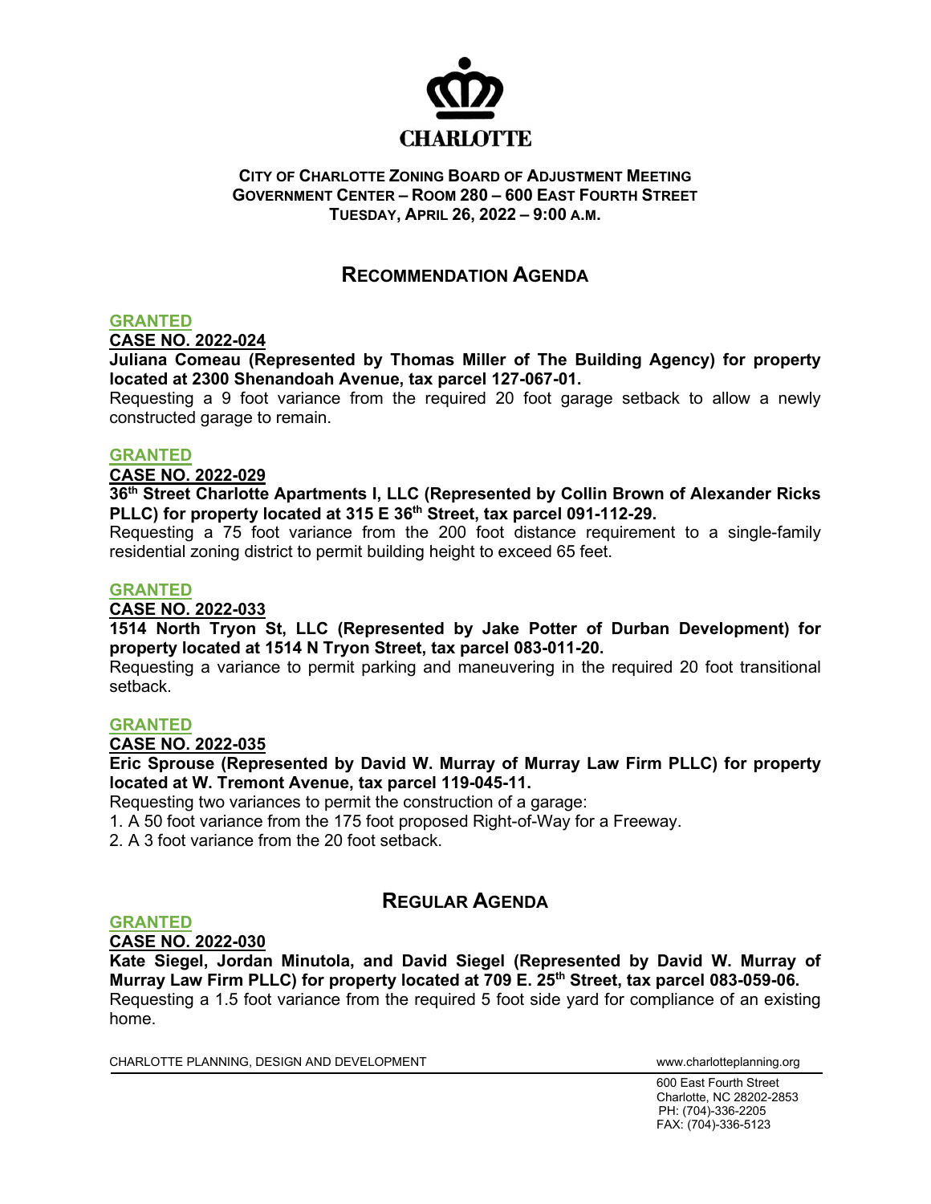CHARLOTTE

**CITY OF CHARLOTTE ZONING BOARD OF ADJUSTMENT MEETING**
**GOVERNMENT CENTER – ROOM 280 – 600 EAST FOURTH STREET**
**TUESDAY, APRIL 26, 2022 – 9:00 A.M.**

## RECOMMENDATION AGENDA

**GRANTED**

**CASE NO. 2022-024**

**Juliana Comeau (Represented by Thomas Miller of The Building Agency) for property located at 2300 Shenandoah Avenue, tax parcel 127-067-01.**
Requesting a 9 foot variance from the required 20 foot garage setback to allow a newly constructed garage to remain.

**GRANTED**

**CASE NO. 2022-029**

**36th Street Charlotte Apartments I, LLC (Represented by Collin Brown of Alexander Ricks PLLC) for property located at 315 E 36th Street, tax parcel 091-112-29.**
Requesting a 75 foot variance from the 200 foot distance requirement to a single-family residential zoning district to permit building height to exceed 65 feet.

**GRANTED**

**CASE NO. 2022-033**

**1514 North Tryon St, LLC (Represented by Jake Potter of Durban Development) for property located at 1514 N Tryon Street, tax parcel 083-011-20.**
Requesting a variance to permit parking and maneuvering in the required 20 foot transitional setback.

**GRANTED**

**CASE NO. 2022-035**

**Eric Sprouse (Represented by David W. Murray of Murray Law Firm PLLC) for property located at W. Tremont Avenue, tax parcel 119-045-11.**
Requesting two variances to permit the construction of a garage:

1. A 50 foot variance from the 175 foot proposed Right-of-Way for a Freeway.
2. A 3 foot variance from the 20 foot setback.

## REGULAR AGENDA

**GRANTED**

**CASE NO. 2022-030**

**Kate Siegel, Jordan Minutola, and David Siegel (Represented by David W. Murray of Murray Law Firm PLLC) for property located at 709 E. 25th Street, tax parcel 083-059-06.**
Requesting a 1.5 foot variance from the required 5 foot side yard for compliance of an existing home.

CHARLOTTE PLANNING, DESIGN AND DEVELOPMENT www.charlotteplanning.org

600 East Fourth Street
Charlotte, NC 28202-2853
PH: (704)-336-2205
FAX: (704)-336-5123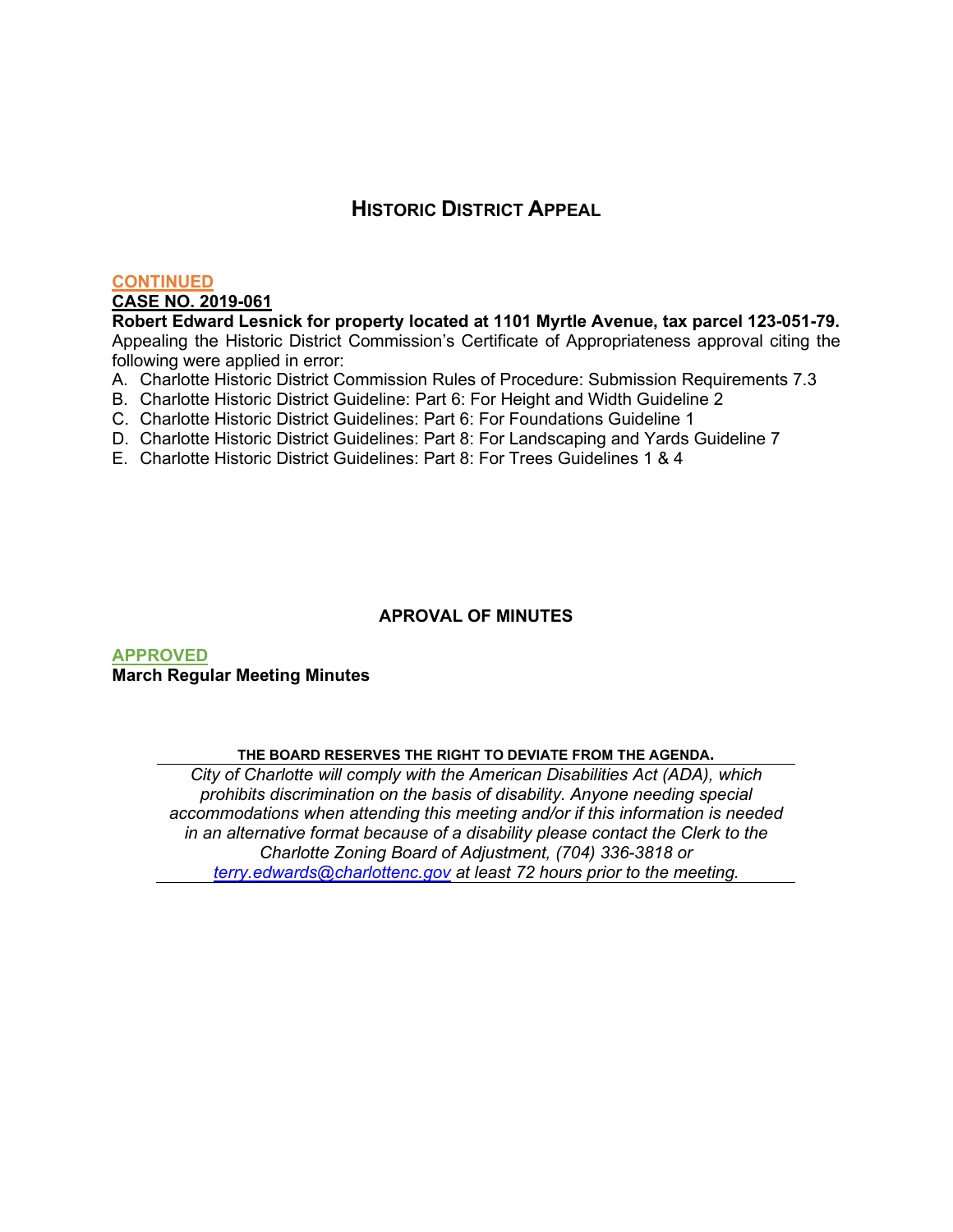## Historic District Appeal

**CONTINUED**

**CASE NO. 2019-061**

**Robert Edward Lesnick for property located at 1101 Myrtle Avenue, tax parcel 123-051-79.**
Appealing the Historic District Commission's Certificate of Appropriateness approval citing the following were applied in error:

A. Charlotte Historic District Commission Rules of Procedure: Submission Requirements 7.3
B. Charlotte Historic District Guideline: Part 6: For Height and Width Guideline 2
C. Charlotte Historic District Guidelines: Part 6: For Foundations Guideline 1
D. Charlotte Historic District Guidelines: Part 8: For Landscaping and Yards Guideline 7
E. Charlotte Historic District Guidelines: Part 8: For Trees Guidelines 1 & 4

## APROVAL OF MINUTES

**APPROVED**

**March Regular Meeting Minutes**

**THE BOARD RESERVES THE RIGHT TO DEVIATE FROM THE AGENDA.**

*City of Charlotte will comply with the American Disabilities Act (ADA), which prohibits discrimination on the basis of disability. Anyone needing special accommodations when attending this meeting and/or if this information is needed in an alternative format because of a disability please contact the Clerk to the Charlotte Zoning Board of Adjustment, (704) 336-3818 or terry.edwards@charlottenc.gov at least 72 hours prior to the meeting.*